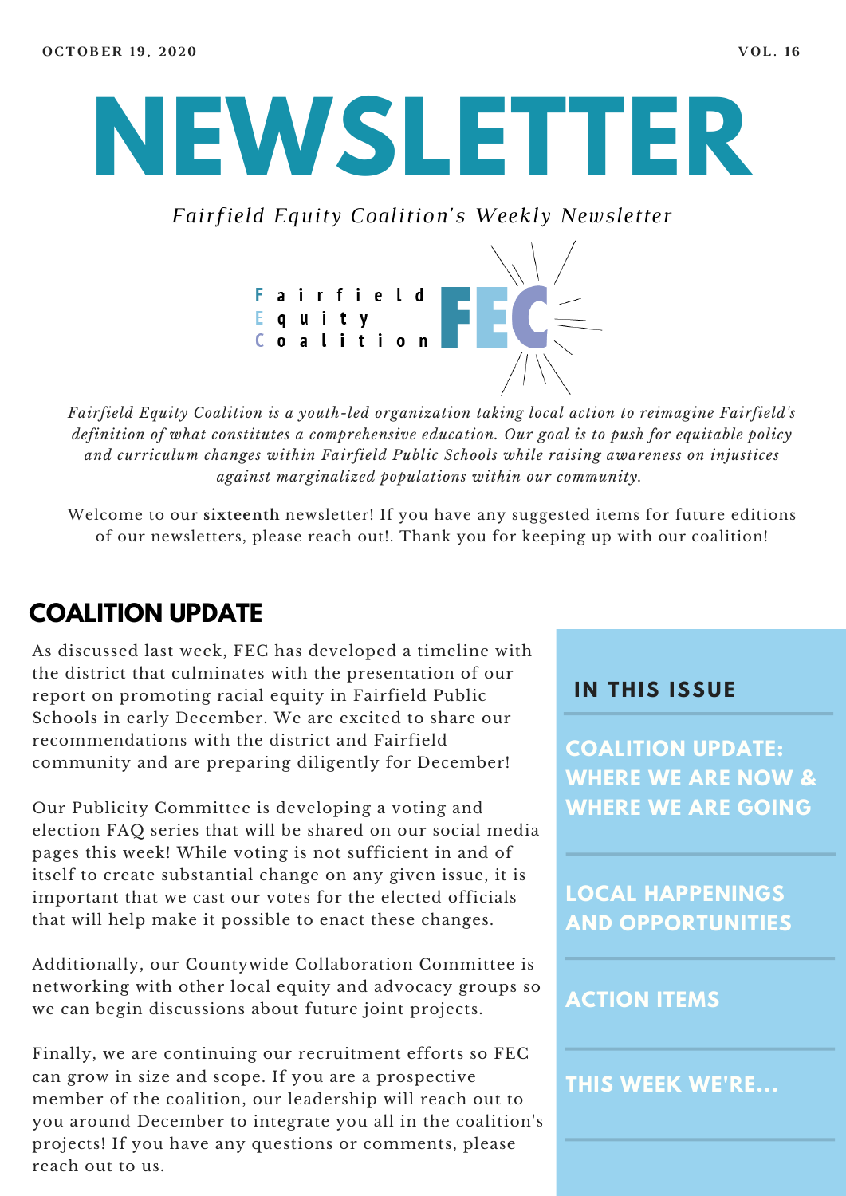OCTOBER 19, 2020 VOL. 16

# NEWSLETTER

*Fairfield Equity Coalition's Weekly Newsletter*

Fairfield
Equity
Coalition FEC

*Fairfield Equity Coalition is a youth-led organization taking local action to reimagine Fairfield's definition of what constitutes a comprehensive education. Our goal is to push for equitable policy and curriculum changes within Fairfield Public Schools while raising awareness on injustices against marginalized populations within our community.*

Welcome to our **sixteenth** newsletter! If you have any suggested items for future editions of our newsletters, please reach out!. Thank you for keeping up with our coalition!

## COALITION UPDATE

As discussed last week, FEC has developed a timeline with the district that culminates with the presentation of our report on promoting racial equity in Fairfield Public Schools in early December. We are excited to share our recommendations with the district and Fairfield community and are preparing diligently for December!

Our Publicity Committee is developing a voting and election FAQ series that will be shared on our social media pages this week! While voting is not sufficient in and of itself to create substantial change on any given issue, it is important that we cast our votes for the elected officials that will help make it possible to enact these changes.

Additionally, our Countywide Collaboration Committee is networking with other local equity and advocacy groups so we can begin discussions about future joint projects.

Finally, we are continuing our recruitment efforts so FEC can grow in size and scope. If you are a prospective member of the coalition, our leadership will reach out to you around December to integrate you all in the coalition's projects! If you have any questions or comments, please reach out to us.

### IN THIS ISSUE

- COALITION UPDATE: WHERE WE ARE NOW & WHERE WE ARE GOING
- LOCAL HAPPENINGS AND OPPORTUNITIES
- ACTION ITEMS
- THIS WEEK WE'RE...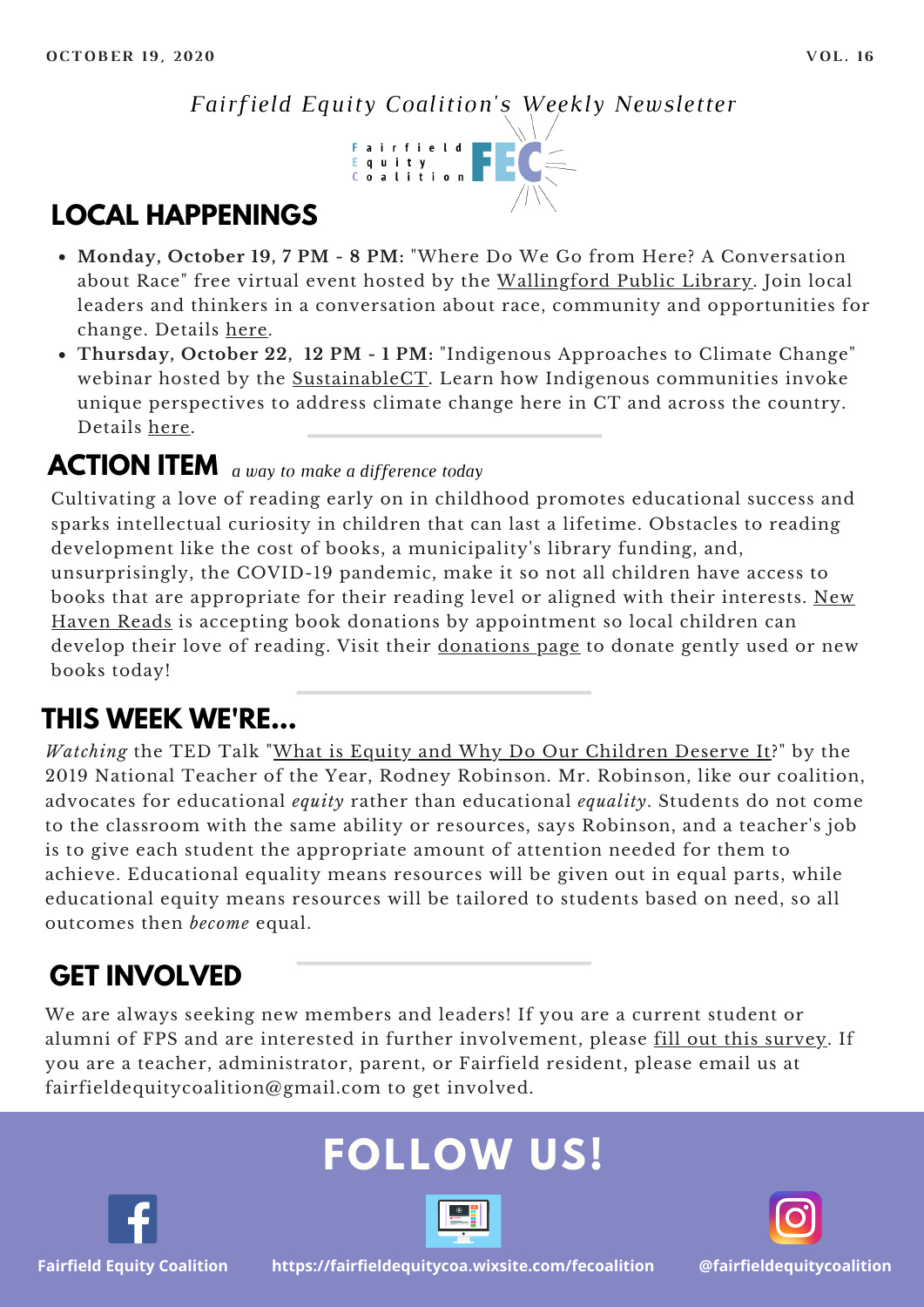OCTOBER 19, 2020 VOL. 16

*Fairfield Equity Coalition's Weekly Newsletter*

Fairfield Equity Coalition FEC

## LOCAL HAPPENINGS

- **Monday, October 19, 7 PM - 8 PM:** "Where Do We Go from Here? A Conversation about Race" free virtual event hosted by the Wallingford Public Library. Join local leaders and thinkers in a conversation about race, community and opportunities for change. Details here.
- **Thursday, October 22, 12 PM - 1 PM:** "Indigenous Approaches to Climate Change" webinar hosted by the SustainableCT. Learn how Indigenous communities invoke unique perspectives to address climate change here in CT and across the country. Details here.

## ACTION ITEM *a way to make a difference today*

Cultivating a love of reading early on in childhood promotes educational success and sparks intellectual curiosity in children that can last a lifetime. Obstacles to reading development like the cost of books, a municipality's library funding, and, unsurprisingly, the COVID-19 pandemic, make it so not all children have access to books that are appropriate for their reading level or aligned with their interests. New Haven Reads is accepting book donations by appointment so local children can develop their love of reading. Visit their donations page to donate gently used or new books today!

## THIS WEEK WE'RE...

*Watching* the TED Talk "What is Equity and Why Do Our Children Deserve It?" by the 2019 National Teacher of the Year, Rodney Robinson. Mr. Robinson, like our coalition, advocates for educational *equity* rather than educational *equality*. Students do not come to the classroom with the same ability or resources, says Robinson, and a teacher's job is to give each student the appropriate amount of attention needed for them to achieve. Educational equality means resources will be given out in equal parts, while educational equity means resources will be tailored to students based on need, so all outcomes then *become* equal.

## GET INVOLVED

We are always seeking new members and leaders! If you are a current student or alumni of FPS and are interested in further involvement, please fill out this survey. If you are a teacher, administrator, parent, or Fairfield resident, please email us at fairfieldequitycoalition@gmail.com to get involved.

## FOLLOW US!

Fairfield Equity Coalition

https://fairfieldequitycoa.wixsite.com/fecoalition

@fairfieldequitycoalition